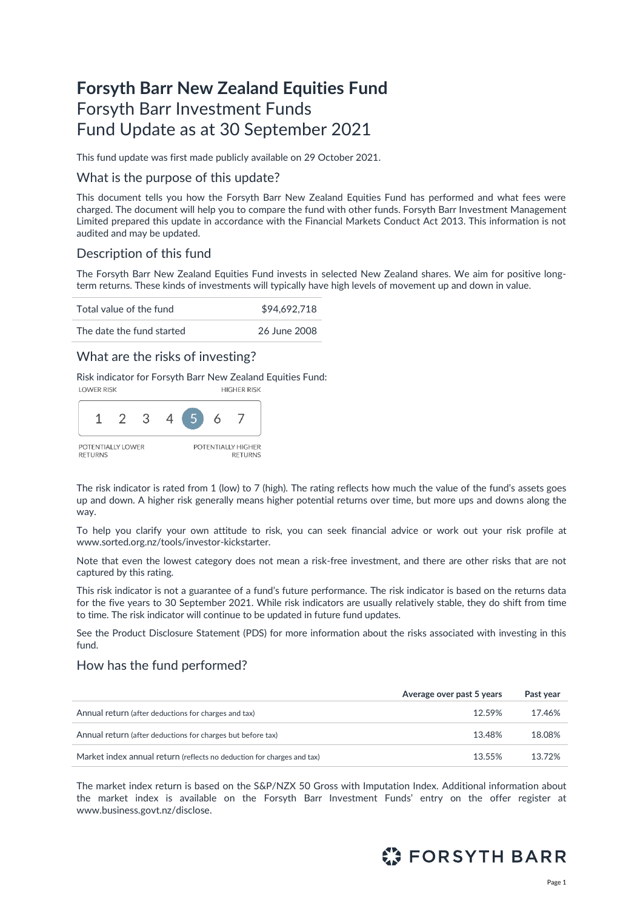# Forsyth Barr New Zealand Equities Fund

Forsyth Barr Investment Funds
Fund Update as at 30 September 2021

This fund update was first made publicly available on 29 October 2021.

## What is the purpose of this update?

This document tells you how the Forsyth Barr New Zealand Equities Fund has performed and what fees were charged. The document will help you to compare the fund with other funds. Forsyth Barr Investment Management Limited prepared this update in accordance with the Financial Markets Conduct Act 2013. This information is not audited and may be updated.

## Description of this fund

The Forsyth Barr New Zealand Equities Fund invests in selected New Zealand shares. We aim for positive long-term returns. These kinds of investments will typically have high levels of movement up and down in value.

| | |
|---|---|
| Total value of the fund | $94,692,718 |
| The date the fund started | 26 June 2008 |

## What are the risks of investing?

Risk indicator for Forsyth Barr New Zealand Equities Fund:

LOWER RISK — HIGHER RISK

1 2 3 4 **5** 6 7

POTENTIALLY LOWER RETURNS — POTENTIALLY HIGHER RETURNS

The risk indicator is rated from 1 (low) to 7 (high). The rating reflects how much the value of the fund's assets goes up and down. A higher risk generally means higher potential returns over time, but more ups and downs along the way.

To help you clarify your own attitude to risk, you can seek financial advice or work out your risk profile at www.sorted.org.nz/tools/investor-kickstarter.

Note that even the lowest category does not mean a risk-free investment, and there are other risks that are not captured by this rating.

This risk indicator is not a guarantee of a fund's future performance. The risk indicator is based on the returns data for the five years to 30 September 2021. While risk indicators are usually relatively stable, they do shift from time to time. The risk indicator will continue to be updated in future fund updates.

See the Product Disclosure Statement (PDS) for more information about the risks associated with investing in this fund.

## How has the fund performed?

| | Average over past 5 years | Past year |
|---|---|---|
| Annual return (after deductions for charges and tax) | 12.59% | 17.46% |
| Annual return (after deductions for charges but before tax) | 13.48% | 18.08% |
| Market index annual return (reflects no deduction for charges and tax) | 13.55% | 13.72% |

The market index return is based on the S&P/NZX 50 Gross with Imputation Index. Additional information about the market index is available on the Forsyth Barr Investment Funds' entry on the offer register at www.business.govt.nz/disclose.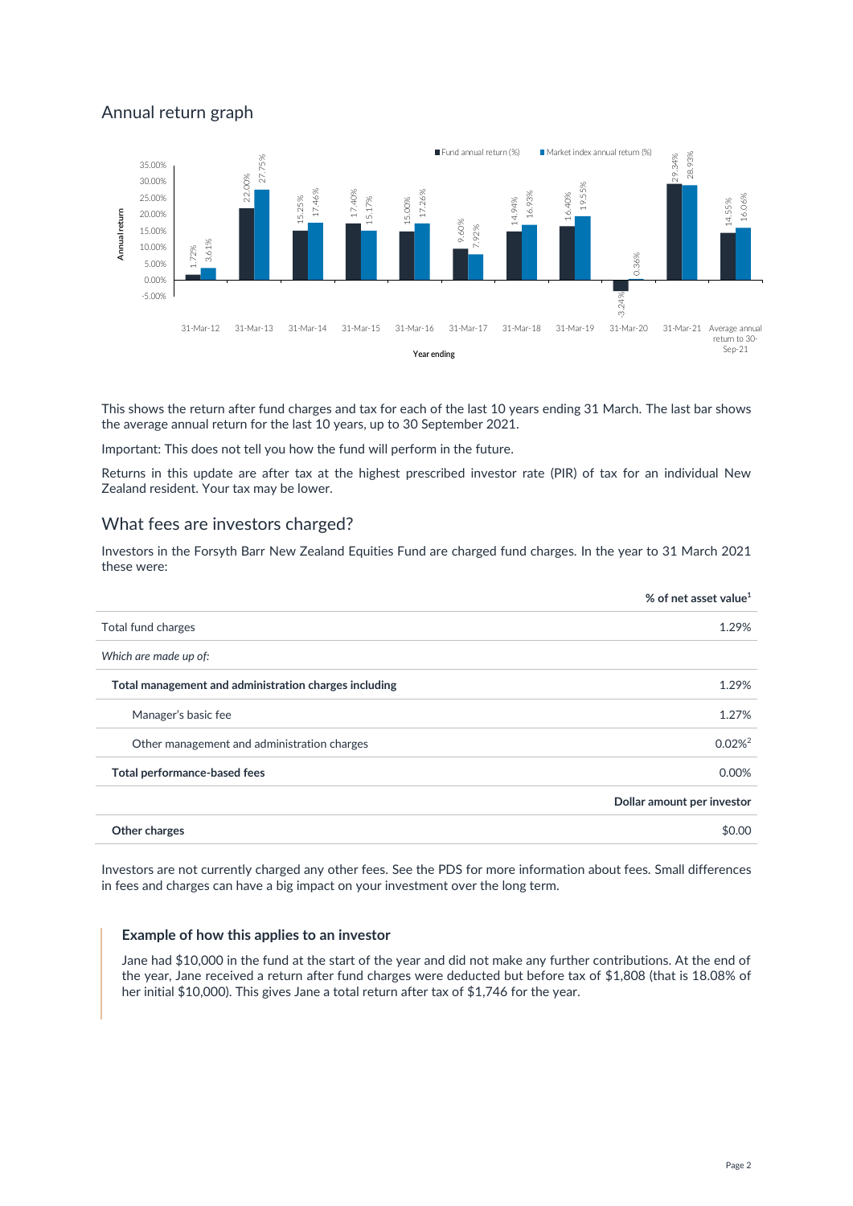## Annual return graph

| Year ending | Fund annual return (%) | Market index annual return (%) |
|---|---|---|
| 31-Mar-12 | 1.72% | 3.61% |
| 31-Mar-13 | 22.00% | 27.75% |
| 31-Mar-14 | 15.25% | 17.46% |
| 31-Mar-15 | 17.40% | 15.17% |
| 31-Mar-16 | 15.00% | 17.26% |
| 31-Mar-17 | 9.60% | 7.92% |
| 31-Mar-18 | 14.94% | 16.93% |
| 31-Mar-19 | 16.40% | 19.55% |
| 31-Mar-20 | -3.24% | 0.36% |
| 31-Mar-21 | 29.34% | 28.93% |
| Average annual return to 30-Sep-21 | 14.55% | 16.06% |

This shows the return after fund charges and tax for each of the last 10 years ending 31 March. The last bar shows the average annual return for the last 10 years, up to 30 September 2021.

Important: This does not tell you how the fund will perform in the future.

Returns in this update are after tax at the highest prescribed investor rate (PIR) of tax for an individual New Zealand resident. Your tax may be lower.

## What fees are investors charged?

Investors in the Forsyth Barr New Zealand Equities Fund are charged fund charges. In the year to 31 March 2021 these were:

| | % of net asset value[1] |
|---|---|
| Total fund charges | 1.29% |
| *Which are made up of:* | |
| **Total management and administration charges including** | 1.29% |
| Manager's basic fee | 1.27% |
| Other management and administration charges | 0.02%[2] |
| **Total performance-based fees** | 0.00% |
| | **Dollar amount per investor** |
| **Other charges** | $0.00 |

Investors are not currently charged any other fees. See the PDS for more information about fees. Small differences in fees and charges can have a big impact on your investment over the long term.

### Example of how this applies to an investor

Jane had $10,000 in the fund at the start of the year and did not make any further contributions. At the end of the year, Jane received a return after fund charges were deducted but before tax of $1,808 (that is 18.08% of her initial $10,000). This gives Jane a total return after tax of $1,746 for the year.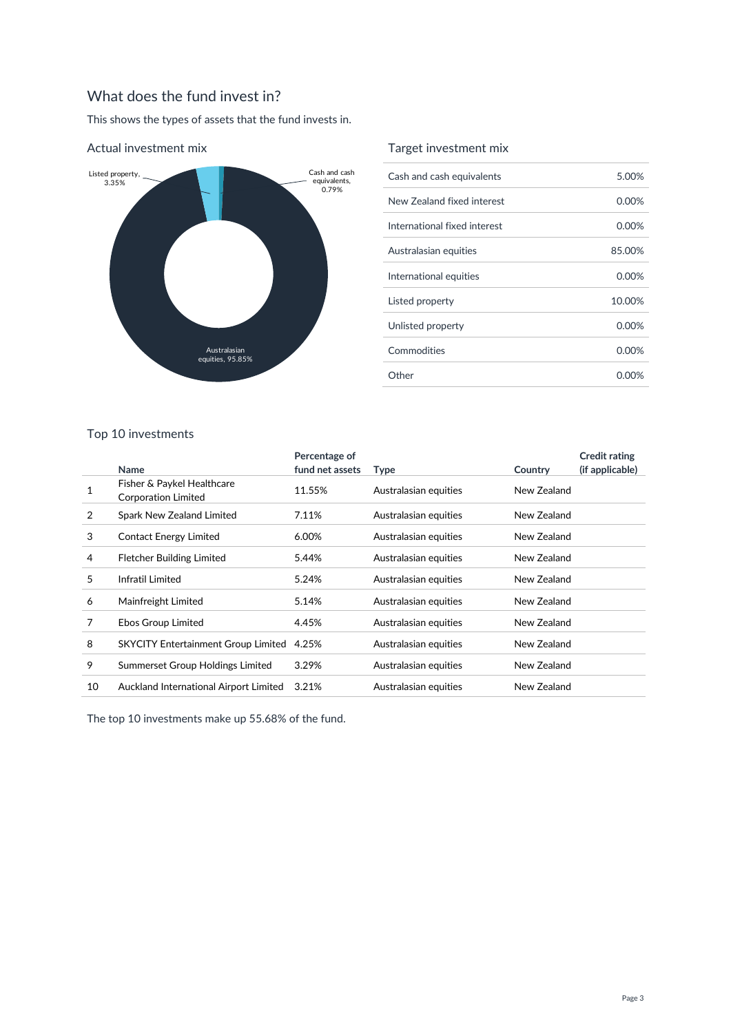## What does the fund invest in?

This shows the types of assets that the fund invests in.

### Actual investment mix

Listed property, 3.35%

Cash and cash equivalents, 0.79%

Australasian equities, 95.85%

### Target investment mix

| | |
|---|---|
| Cash and cash equivalents | 5.00% |
| New Zealand fixed interest | 0.00% |
| International fixed interest | 0.00% |
| Australasian equities | 85.00% |
| International equities | 0.00% |
| Listed property | 10.00% |
| Unlisted property | 0.00% |
| Commodities | 0.00% |
| Other | 0.00% |

### Top 10 investments

| | Name | Percentage of fund net assets | Type | Country | Credit rating (if applicable) |
|---|---|---|---|---|---|
| 1 | Fisher & Paykel Healthcare Corporation Limited | 11.55% | Australasian equities | New Zealand | |
| 2 | Spark New Zealand Limited | 7.11% | Australasian equities | New Zealand | |
| 3 | Contact Energy Limited | 6.00% | Australasian equities | New Zealand | |
| 4 | Fletcher Building Limited | 5.44% | Australasian equities | New Zealand | |
| 5 | Infratil Limited | 5.24% | Australasian equities | New Zealand | |
| 6 | Mainfreight Limited | 5.14% | Australasian equities | New Zealand | |
| 7 | Ebos Group Limited | 4.45% | Australasian equities | New Zealand | |
| 8 | SKYCITY Entertainment Group Limited | 4.25% | Australasian equities | New Zealand | |
| 9 | Summerset Group Holdings Limited | 3.29% | Australasian equities | New Zealand | |
| 10 | Auckland International Airport Limited | 3.21% | Australasian equities | New Zealand | |

The top 10 investments make up 55.68% of the fund.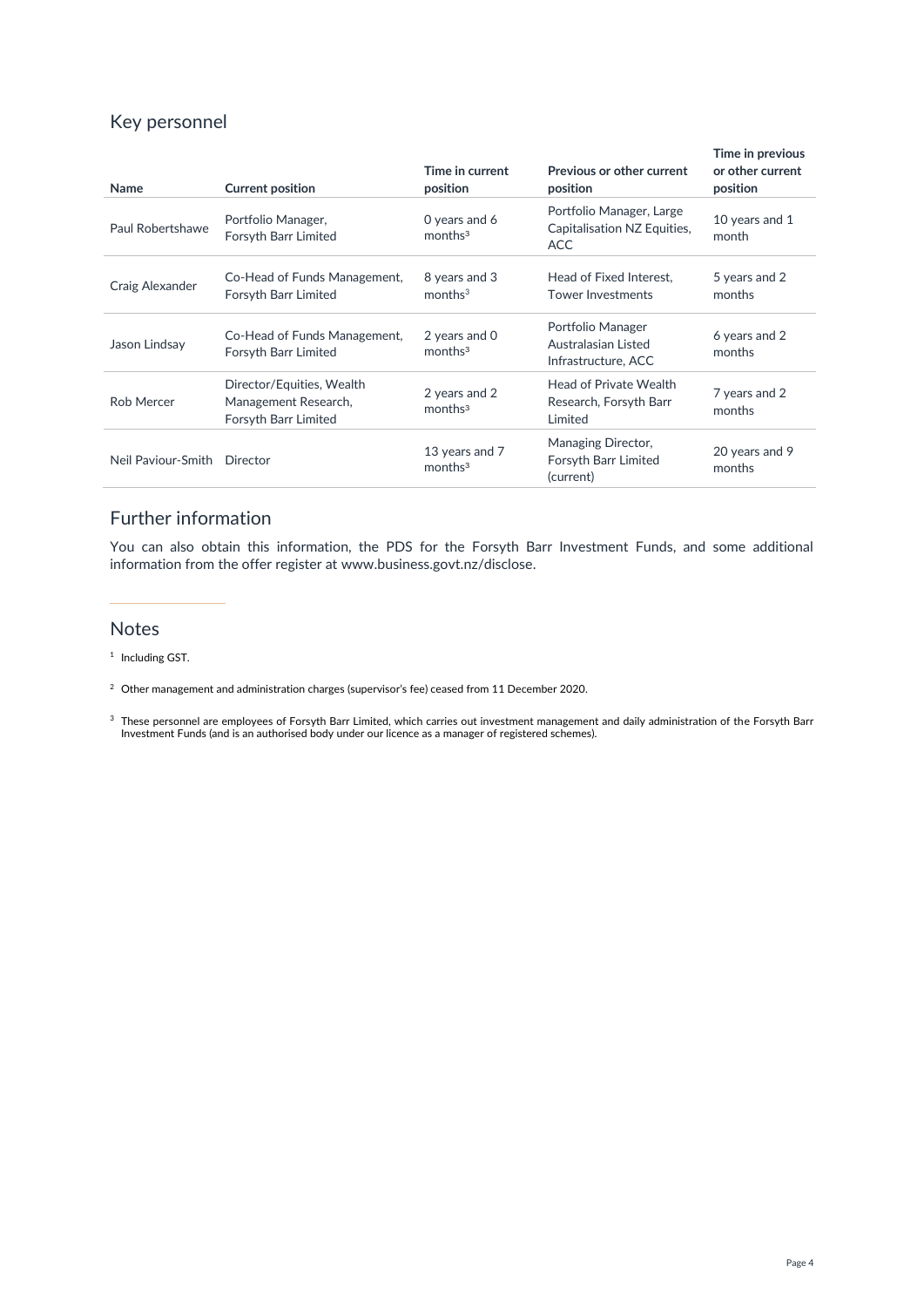## Key personnel

| Name | Current position | Time in current position | Previous or other current position | Time in previous or other current position |
| --- | --- | --- | --- | --- |
| Paul Robertshawe | Portfolio Manager, Forsyth Barr Limited | 0 years and 6 months[3] | Portfolio Manager, Large Capitalisation NZ Equities, ACC | 10 years and 1 month |
| Craig Alexander | Co-Head of Funds Management, Forsyth Barr Limited | 8 years and 3 months[3] | Head of Fixed Interest, Tower Investments | 5 years and 2 months |
| Jason Lindsay | Co-Head of Funds Management, Forsyth Barr Limited | 2 years and 0 months[3] | Portfolio Manager Australasian Listed Infrastructure, ACC | 6 years and 2 months |
| Rob Mercer | Director/Equities, Wealth Management Research, Forsyth Barr Limited | 2 years and 2 months[3] | Head of Private Wealth Research, Forsyth Barr Limited | 7 years and 2 months |
| Neil Paviour-Smith | Director | 13 years and 7 months[3] | Managing Director, Forsyth Barr Limited (current) | 20 years and 9 months |

## Further information

You can also obtain this information, the PDS for the Forsyth Barr Investment Funds, and some additional information from the offer register at www.business.govt.nz/disclose.

## Notes

[1] Including GST.

[2] Other management and administration charges (supervisor's fee) ceased from 11 December 2020.

[3] These personnel are employees of Forsyth Barr Limited, which carries out investment management and daily administration of the Forsyth Barr Investment Funds (and is an authorised body under our licence as a manager of registered schemes).